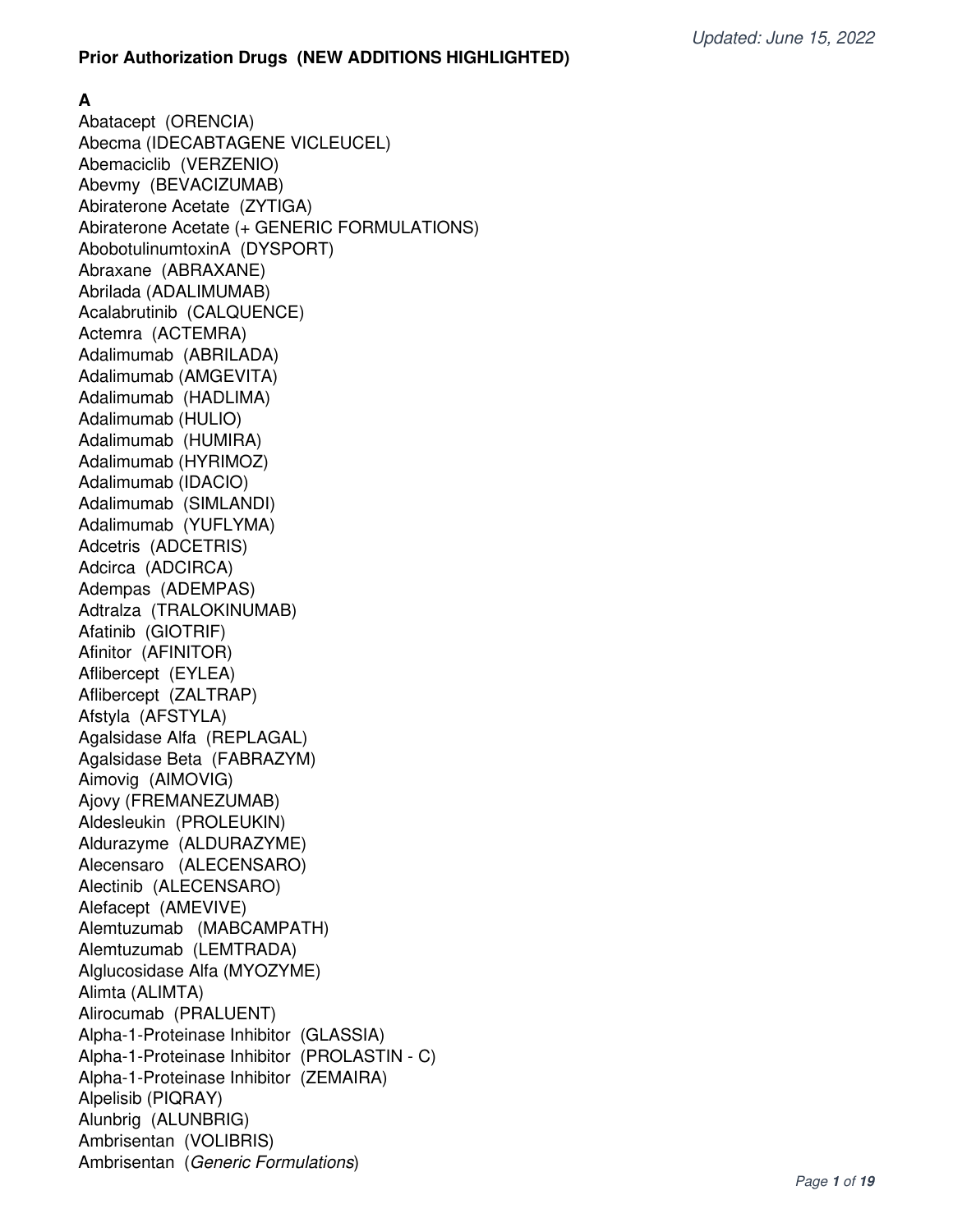*Updated: June 15, 2022*

**Prior Authorization Drugs (NEW ADDITIONS HIGHLIGHTED)**

**A**

Abatacept (ORENCIA)
Abecma (IDECABTAGENE VICLEUCEL)
Abemaciclib (VERZENIO)
Abevmy (BEVACIZUMAB)
Abiraterone Acetate (ZYTIGA)
Abiraterone Acetate (+ GENERIC FORMULATIONS)
AbobotulinumtoxinA (DYSPORT)
Abraxane (ABRAXANE)
Abrilada (ADALIMUMAB)
Acalabrutinib (CALQUENCE)
Actemra (ACTEMRA)
Adalimumab (ABRILADA)
Adalimumab (AMGEVITA)
Adalimumab (HADLIMA)
Adalimumab (HULIO)
Adalimumab (HUMIRA)
Adalimumab (HYRIMOZ)
Adalimumab (IDACIO)
Adalimumab (SIMLANDI)
Adalimumab (YUFLYMA)
Adcetris (ADCETRIS)
Adcirca (ADCIRCA)
Adempas (ADEMPAS)
Adtralza (TRALOKINUMAB)
Afatinib (GIOTRIF)
Afinitor (AFINITOR)
Aflibercept (EYLEA)
Aflibercept (ZALTRAP)
Afstyla (AFSTYLA)
Agalsidase Alfa (REPLAGAL)
Agalsidase Beta (FABRAZYM)
Aimovig (AIMOVIG)
Ajovy (FREMANEZUMAB)
Aldesleukin (PROLEUKIN)
Aldurazyme (ALDURAZYME)
Alecensaro (ALECENSARO)
Alectinib (ALECENSARO)
Alefacept (AMEVIVE)
Alemtuzumab (MABCAMPATH)
Alemtuzumab (LEMTRADA)
Alglucosidase Alfa (MYOZYME)
Alimta (ALIMTA)
Alirocumab (PRALUENT)
Alpha-1-Proteinase Inhibitor (GLASSIA)
Alpha-1-Proteinase Inhibitor (PROLASTIN - C)
Alpha-1-Proteinase Inhibitor (ZEMAIRA)
Alpelisib (PIQRAY)
Alunbrig (ALUNBRIG)
Ambrisentan (VOLIBRIS)
Ambrisentan (*Generic Formulations*)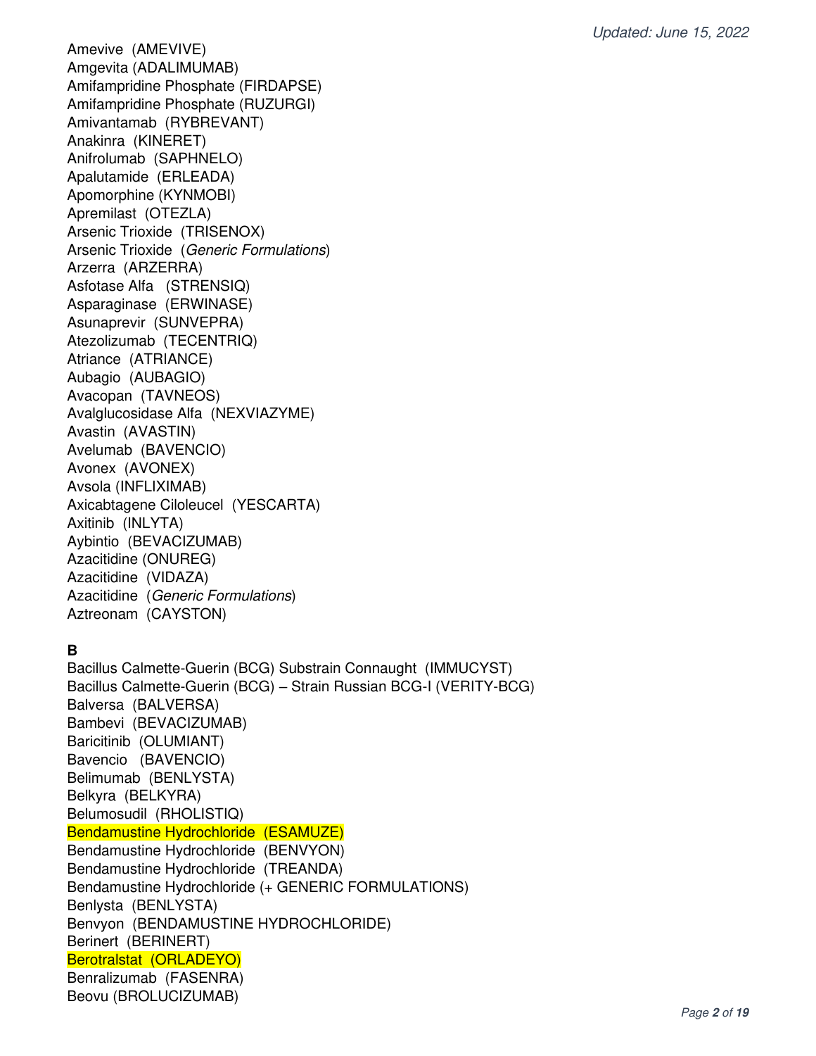Amevive (AMEVIVE)
Amgevita (ADALIMUMAB)
Amifampridine Phosphate (FIRDAPSE)
Amifampridine Phosphate (RUZURGI)
Amivantamab (RYBREVANT)
Anakinra (KINERET)
Anifrolumab (SAPHNELO)
Apalutamide (ERLEADA)
Apomorphine (KYNMOBI)
Apremilast (OTEZLA)
Arsenic Trioxide (TRISENOX)
Arsenic Trioxide (*Generic Formulations*)
Arzerra (ARZERRA)
Asfotase Alfa (STRENSIQ)
Asparaginase (ERWINASE)
Asunaprevir (SUNVEPRA)
Atezolizumab (TECENTRIQ)
Atriance (ATRIANCE)
Aubagio (AUBAGIO)
Avacopan (TAVNEOS)
Avalglucosidase Alfa (NEXVIAZYME)
Avastin (AVASTIN)
Avelumab (BAVENCIO)
Avonex (AVONEX)
Avsola (INFLIXIMAB)
Axicabtagene Ciloleucel (YESCARTA)
Axitinib (INLYTA)
Aybintio (BEVACIZUMAB)
Azacitidine (ONUREG)
Azacitidine (VIDAZA)
Azacitidine (*Generic Formulations*)
Aztreonam (CAYSTON)

**B**

Bacillus Calmette-Guerin (BCG) Substrain Connaught (IMMUCYST)
Bacillus Calmette-Guerin (BCG) – Strain Russian BCG-I (VERITY-BCG)
Balversa (BALVERSA)
Bambevi (BEVACIZUMAB)
Baricitinib (OLUMIANT)
Bavencio (BAVENCIO)
Belimumab (BENLYSTA)
Belkyra (BELKYRA)
Belumosudil (RHOLISTIQ)
Bendamustine Hydrochloride (ESAMUZE)
Bendamustine Hydrochloride (BENVYON)
Bendamustine Hydrochloride (TREANDA)
Bendamustine Hydrochloride (+ GENERIC FORMULATIONS)
Benlysta (BENLYSTA)
Benvyon (BENDAMUSTINE HYDROCHLORIDE)
Berinert (BERINERT)
Berotralstat (ORLADEYO)
Benralizumab (FASENRA)
Beovu (BROLUCIZUMAB)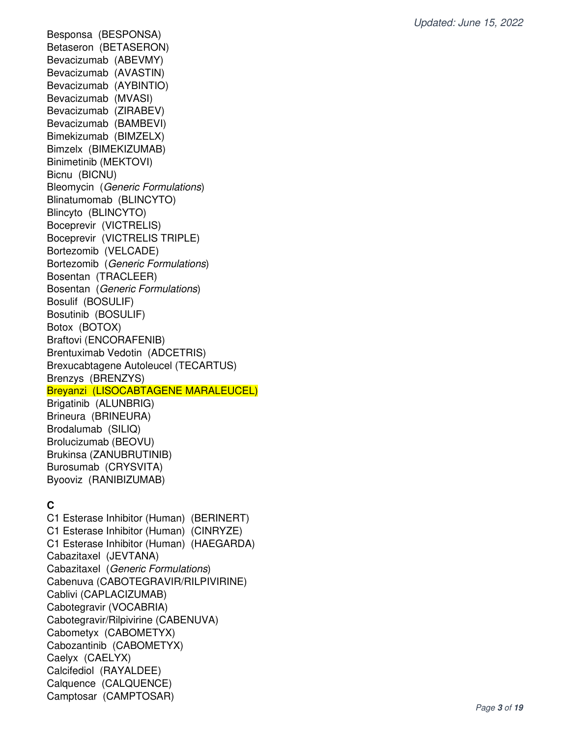Besponsa  (BESPONSA)
Betaseron  (BETASERON)
Bevacizumab  (ABEVMY)
Bevacizumab  (AVASTIN)
Bevacizumab  (AYBINTIO)
Bevacizumab  (MVASI)
Bevacizumab  (ZIRABEV)
Bevacizumab  (BAMBEVI)
Bimekizumab  (BIMZELX)
Bimzelx  (BIMEKIZUMAB)
Binimetinib (MEKTOVI)
Bicnu  (BICNU)
Bleomycin  (*Generic Formulations*)
Blinatumomab  (BLINCYTO)
Blincyto  (BLINCYTO)
Boceprevir  (VICTRELIS)
Boceprevir  (VICTRELIS TRIPLE)
Bortezomib  (VELCADE)
Bortezomib  (*Generic Formulations*)
Bosentan  (TRACLEER)
Bosentan  (*Generic Formulations*)
Bosulif  (BOSULIF)
Bosutinib  (BOSULIF)
Botox  (BOTOX)
Braftovi (ENCORAFENIB)
Brentuximab Vedotin  (ADCETRIS)
Brexucabtagene Autoleucel (TECARTUS)
Brenzys  (BRENZYS)
Breyanzi  (LISOCABTAGENE MARALEUCEL)
Brigatinib  (ALUNBRIG)
Brineura  (BRINEURA)
Brodalumab  (SILIQ)
Brolucizumab (BEOVU)
Brukinsa (ZANUBRUTINIB)
Burosumab  (CRYSVITA)
Byooviz  (RANIBIZUMAB)

**C**

C1 Esterase Inhibitor (Human)  (BERINERT)
C1 Esterase Inhibitor (Human)  (CINRYZE)
C1 Esterase Inhibitor (Human)  (HAEGARDA)
Cabazitaxel  (JEVTANA)
Cabazitaxel  (*Generic Formulations*)
Cabenuva (CABOTEGRAVIR/RILPIVIRINE)
Cablivi (CAPLACIZUMAB)
Cabotegravir (VOCABRIA)
Cabotegravir/Rilpivirine (CABENUVA)
Cabometyx  (CABOMETYX)
Cabozantinib  (CABOMETYX)
Caelyx  (CAELYX)
Calcifediol  (RAYALDEE)
Calquence  (CALQUENCE)
Camptosar  (CAMPTOSAR)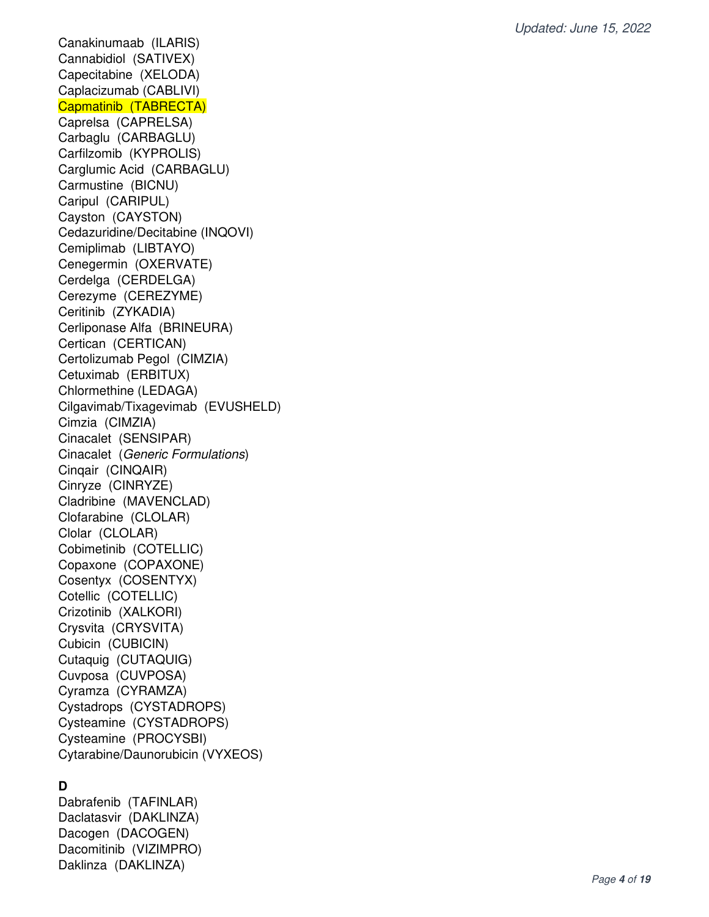Canakinumaab (ILARIS)
Cannabidiol (SATIVEX)
Capecitabine (XELODA)
Caplacizumab (CABLIVI)
Capmatinib (TABRECTA)
Caprelsa (CAPRELSA)
Carbaglu (CARBAGLU)
Carfilzomib (KYPROLIS)
Carglumic Acid (CARBAGLU)
Carmustine (BICNU)
Caripul (CARIPUL)
Cayston (CAYSTON)
Cedazuridine/Decitabine (INQOVI)
Cemiplimab (LIBTAYO)
Cenegermin (OXERVATE)
Cerdelga (CERDELGA)
Cerezyme (CEREZYME)
Ceritinib (ZYKADIA)
Cerliponase Alfa (BRINEURA)
Certican (CERTICAN)
Certolizumab Pegol (CIMZIA)
Cetuximab (ERBITUX)
Chlormethine (LEDAGA)
Cilgavimab/Tixagevimab (EVUSHELD)
Cimzia (CIMZIA)
Cinacalet (SENSIPAR)
Cinacalet (*Generic Formulations*)
Cinqair (CINQAIR)
Cinryze (CINRYZE)
Cladribine (MAVENCLAD)
Clofarabine (CLOLAR)
Clolar (CLOLAR)
Cobimetinib (COTELLIC)
Copaxone (COPAXONE)
Cosentyx (COSENTYX)
Cotellic (COTELLIC)
Crizotinib (XALKORI)
Crysvita (CRYSVITA)
Cubicin (CUBICIN)
Cutaquig (CUTAQUIG)
Cuvposa (CUVPOSA)
Cyramza (CYRAMZA)
Cystadrops (CYSTADROPS)
Cysteamine (CYSTADROPS)
Cysteamine (PROCYSBI)
Cytarabine/Daunorubicin (VYXEOS)

**D**

Dabrafenib (TAFINLAR)
Daclatasvir (DAKLINZA)
Dacogen (DACOGEN)
Dacomitinib (VIZIMPRO)
Daklinza (DAKLINZA)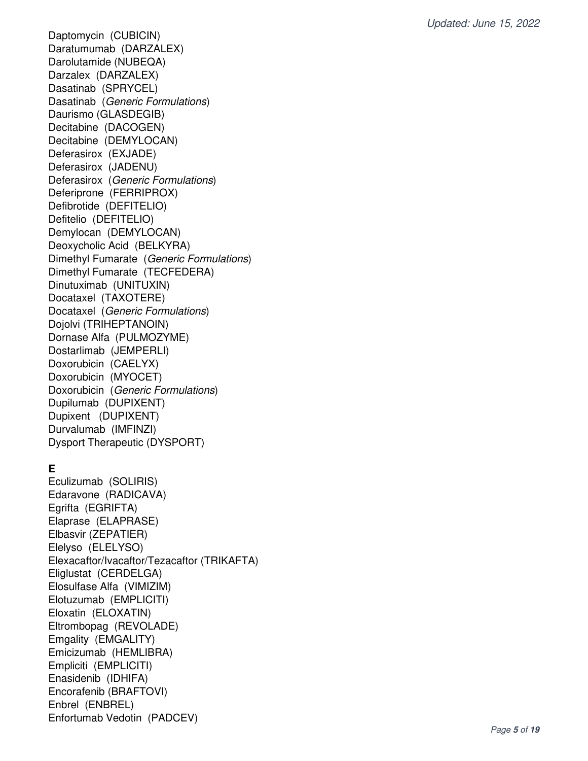Daptomycin (CUBICIN)
Daratumumab (DARZALEX)
Darolutamide (NUBEQA)
Darzalex (DARZALEX)
Dasatinab (SPRYCEL)
Dasatinab (*Generic Formulations*)
Daurismo (GLASDEGIB)
Decitabine (DACOGEN)
Decitabine (DEMYLOCAN)
Deferasirox (EXJADE)
Deferasirox (JADENU)
Deferasirox (*Generic Formulations*)
Deferiprone (FERRIPROX)
Defibrotide (DEFITELIO)
Defitelio (DEFITELIO)
Demylocan (DEMYLOCAN)
Deoxycholic Acid (BELKYRA)
Dimethyl Fumarate (*Generic Formulations*)
Dimethyl Fumarate (TECFEDERA)
Dinutuximab (UNITUXIN)
Docataxel (TAXOTERE)
Docataxel (*Generic Formulations*)
Dojolvi (TRIHEPTANOIN)
Dornase Alfa (PULMOZYME)
Dostarlimab (JEMPERLI)
Doxorubicin (CAELYX)
Doxorubicin (MYOCET)
Doxorubicin (*Generic Formulations*)
Dupilumab (DUPIXENT)
Dupixent (DUPIXENT)
Durvalumab (IMFINZI)
Dysport Therapeutic (DYSPORT)

**E**

Eculizumab (SOLIRIS)
Edaravone (RADICAVA)
Egrifta (EGRIFTA)
Elaprase (ELAPRASE)
Elbasvir (ZEPATIER)
Elelyso (ELELYSO)
Elexacaftor/Ivacaftor/Tezacaftor (TRIKAFTA)
Eliglustat (CERDELGA)
Elosulfase Alfa (VIMIZIM)
Elotuzumab (EMPLICITI)
Eloxatin (ELOXATIN)
Eltrombopag (REVOLADE)
Emgality (EMGALITY)
Emicizumab (HEMLIBRA)
Empliciti (EMPLICITI)
Enasidenib (IDHIFA)
Encorafenib (BRAFTOVI)
Enbrel (ENBREL)
Enfortumab Vedotin (PADCEV)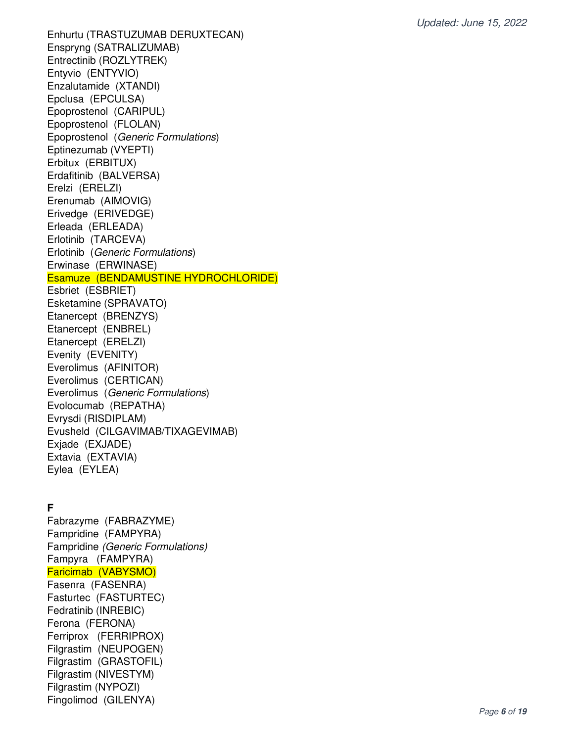Enhurtu (TRASTUZUMAB DERUXTECAN)
Enspryng (SATRALIZUMAB)
Entrectinib (ROZLYTREK)
Entyvio (ENTYVIO)
Enzalutamide (XTANDI)
Epclusa (EPCULSA)
Epoprostenol (CARIPUL)
Epoprostenol (FLOLAN)
Epoprostenol (*Generic Formulations*)
Eptinezumab (VYEPTI)
Erbitux (ERBITUX)
Erdafitinib (BALVERSA)
Erelzi (ERELZI)
Erenumab (AIMOVIG)
Erivedge (ERIVEDGE)
Erleada (ERLEADA)
Erlotinib (TARCEVA)
Erlotinib (*Generic Formulations*)
Erwinase (ERWINASE)
Esamuze (BENDAMUSTINE HYDROCHLORIDE)
Esbriet (ESBRIET)
Esketamine (SPRAVATO)
Etanercept (BRENZYS)
Etanercept (ENBREL)
Etanercept (ERELZI)
Evenity (EVENITY)
Everolimus (AFINITOR)
Everolimus (CERTICAN)
Everolimus (*Generic Formulations*)
Evolocumab (REPATHA)
Evrysdi (RISDIPLAM)
Evusheld (CILGAVIMAB/TIXAGEVIMAB)
Exjade (EXJADE)
Extavia (EXTAVIA)
Eylea (EYLEA)

**F**

Fabrazyme (FABRAZYME)
Fampridine (FAMPYRA)
Fampridine *(Generic Formulations)*
Fampyra (FAMPYRA)
Faricimab (VABYSMO)
Fasenra (FASENRA)
Fasturtec (FASTURTEC)
Fedratinib (INREBIC)
Ferona (FERONA)
Ferriprox (FERRIPROX)
Filgrastim (NEUPOGEN)
Filgrastim (GRASTOFIL)
Filgrastim (NIVESTYM)
Filgrastim (NYPOZI)
Fingolimod (GILENYA)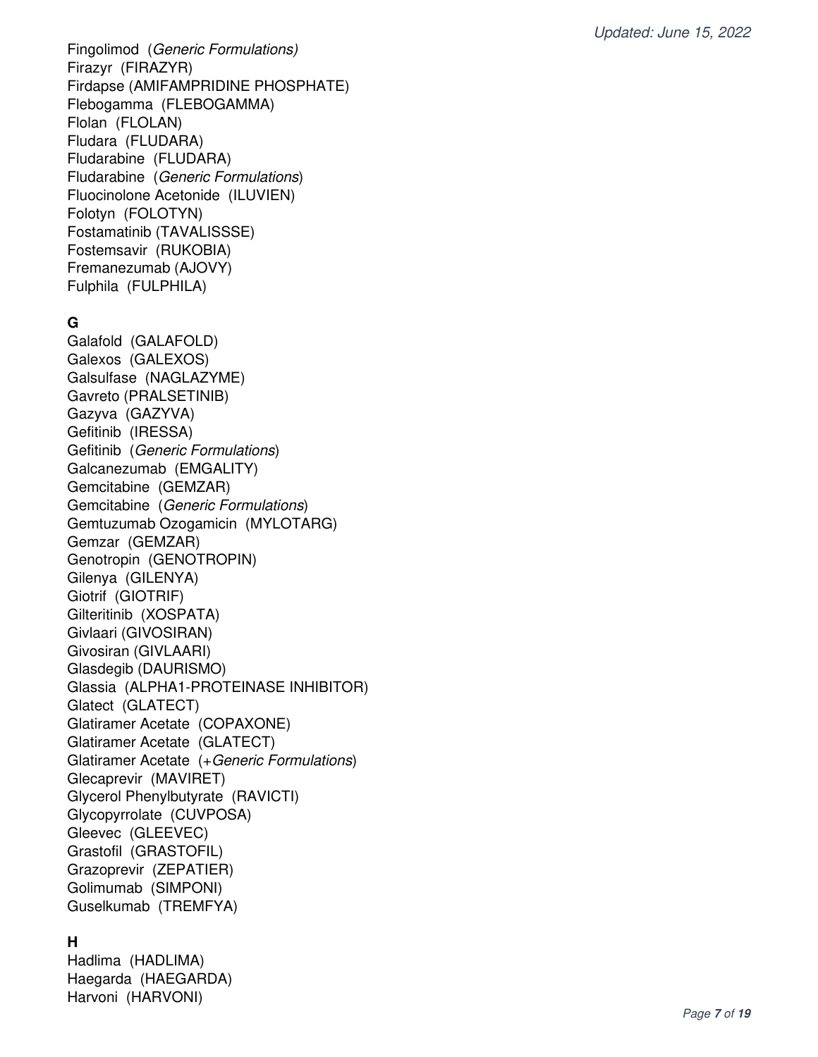Fingolimod (*Generic Formulations)*
Firazyr (FIRAZYR)
Firdapse (AMIFAMPRIDINE PHOSPHATE)
Flebogamma (FLEBOGAMMA)
Flolan (FLOLAN)
Fludara (FLUDARA)
Fludarabine (FLUDARA)
Fludarabine (*Generic Formulations*)
Fluocinolone Acetonide (ILUVIEN)
Folotyn (FOLOTYN)
Fostamatinib (TAVALISSSE)
Fostemsavir (RUKOBIA)
Fremanezumab (AJOVY)
Fulphila (FULPHILA)

**G**

Galafold (GALAFOLD)
Galexos (GALEXOS)
Galsulfase (NAGLAZYME)
Gavreto (PRALSETINIB)
Gazyva (GAZYVA)
Gefitinib (IRESSA)
Gefitinib (*Generic Formulations*)
Galcanezumab (EMGALITY)
Gemcitabine (GEMZAR)
Gemcitabine (*Generic Formulations*)
Gemtuzumab Ozogamicin (MYLOTARG)
Gemzar (GEMZAR)
Genotropin (GENOTROPIN)
Gilenya (GILENYA)
Giotrif (GIOTRIF)
Gilteritinib (XOSPATA)
Givlaari (GIVOSIRAN)
Givosiran (GIVLAARI)
Glasdegib (DAURISMO)
Glassia (ALPHA1-PROTEINASE INHIBITOR)
Glatect (GLATECT)
Glatiramer Acetate (COPAXONE)
Glatiramer Acetate (GLATECT)
Glatiramer Acetate (+*Generic Formulations*)
Glecaprevir (MAVIRET)
Glycerol Phenylbutyrate (RAVICTI)
Glycopyrrolate (CUVPOSA)
Gleevec (GLEEVEC)
Grastofil (GRASTOFIL)
Grazoprevir (ZEPATIER)
Golimumab (SIMPONI)
Guselkumab (TREMFYA)

**H**

Hadlima (HADLIMA)
Haegarda (HAEGARDA)
Harvoni (HARVONI)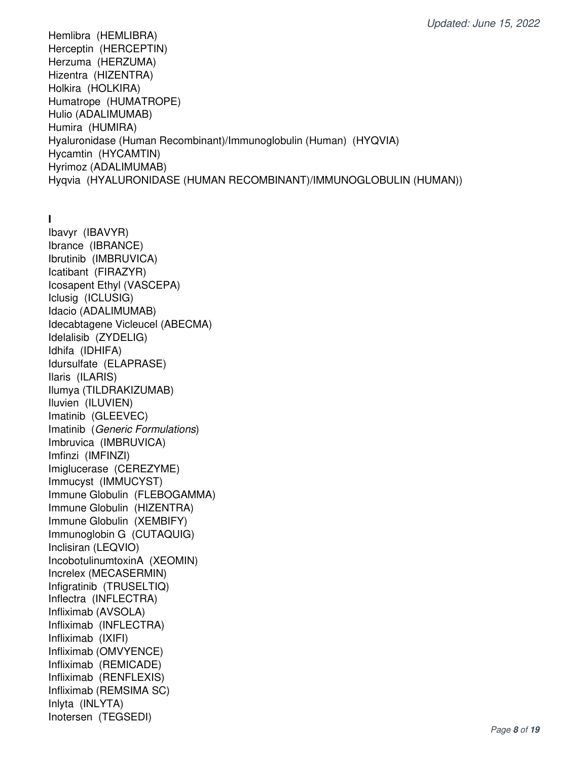Hemlibra (HEMLIBRA)
Herceptin (HERCEPTIN)
Herzuma (HERZUMA)
Hizentra (HIZENTRA)
Holkira (HOLKIRA)
Humatrope (HUMATROPE)
Hulio (ADALIMUMAB)
Humira (HUMIRA)
Hyaluronidase (Human Recombinant)/Immunoglobulin (Human) (HYQVIA)
Hycamtin (HYCAMTIN)
Hyrimoz (ADALIMUMAB)
Hyqvia (HYALURONIDASE (HUMAN RECOMBINANT)/IMMUNOGLOBULIN (HUMAN))

**I**

Ibavyr (IBAVYR)
Ibrance (IBRANCE)
Ibrutinib (IMBRUVICA)
Icatibant (FIRAZYR)
Icosapent Ethyl (VASCEPA)
Iclusig (ICLUSIG)
Idacio (ADALIMUMAB)
Idecabtagene Vicleucel (ABECMA)
Idelalisib (ZYDELIG)
Idhifa (IDHIFA)
Idursulfate (ELAPRASE)
Ilaris (ILARIS)
Ilumya (TILDRAKIZUMAB)
Iluvien (ILUVIEN)
Imatinib (GLEEVEC)
Imatinib (*Generic Formulations*)
Imbruvica (IMBRUVICA)
Imfinzi (IMFINZI)
Imiglucerase (CEREZYME)
Immucyst (IMMUCYST)
Immune Globulin (FLEBOGAMMA)
Immune Globulin (HIZENTRA)
Immune Globulin (XEMBIFY)
Immunoglobin G (CUTAQUIG)
Inclisiran (LEQVIO)
IncobotulinumtoxinA (XEOMIN)
Increlex (MECASERMIN)
Infigratinib (TRUSELTIQ)
Inflectra (INFLECTRA)
Infliximab (AVSOLA)
Infliximab (INFLECTRA)
Infliximab (IXIFI)
Infliximab (OMVYENCE)
Infliximab (REMICADE)
Infliximab (RENFLEXIS)
Infliximab (REMSIMA SC)
Inlyta (INLYTA)
Inotersen (TEGSEDI)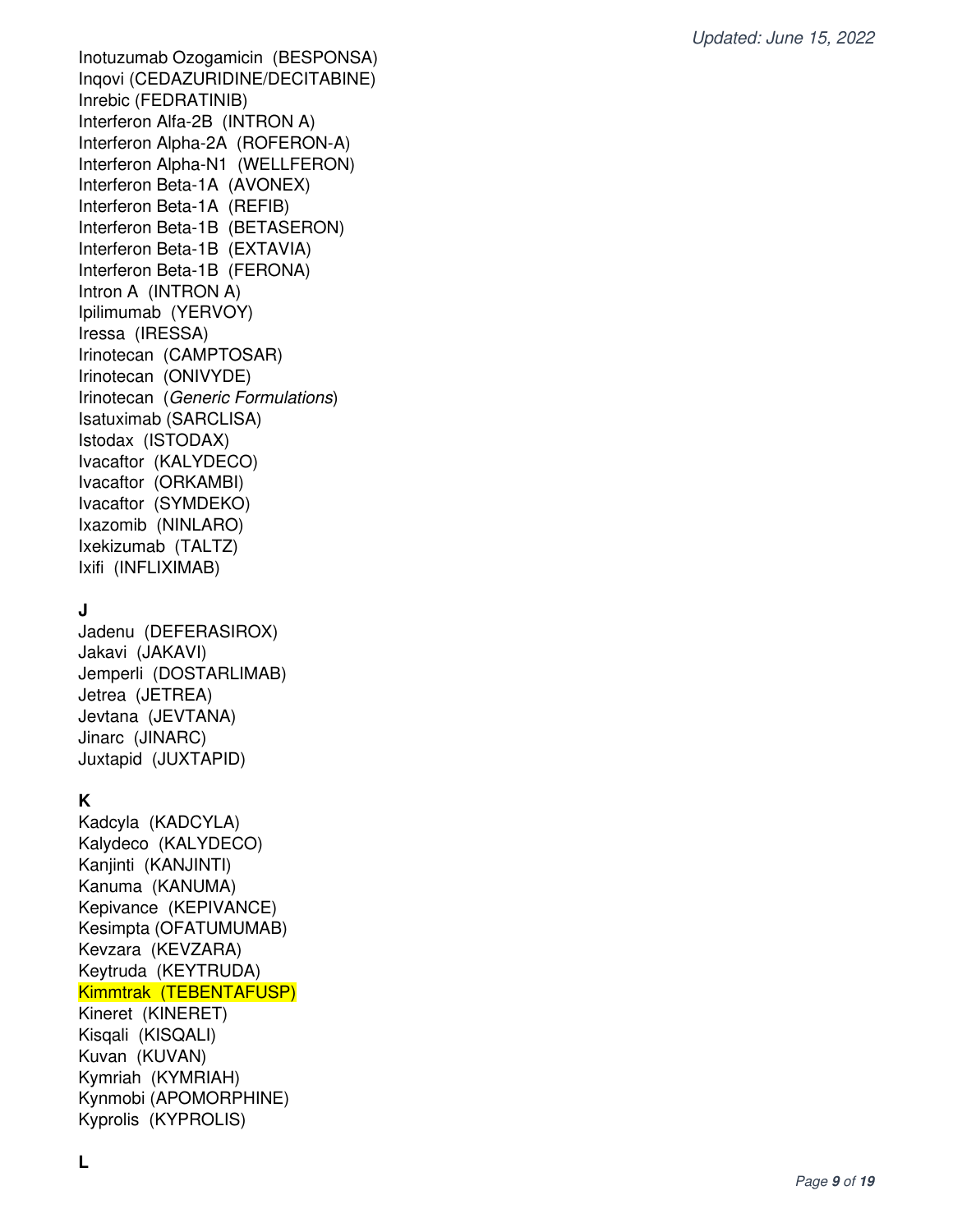Inotuzumab Ozogamicin (BESPONSA)
Inqovi (CEDAZURIDINE/DECITABINE)
Inrebic (FEDRATINIB)
Interferon Alfa-2B (INTRON A)
Interferon Alpha-2A (ROFERON-A)
Interferon Alpha-N1 (WELLFERON)
Interferon Beta-1A (AVONEX)
Interferon Beta-1A (REFIB)
Interferon Beta-1B (BETASERON)
Interferon Beta-1B (EXTAVIA)
Interferon Beta-1B (FERONA)
Intron A (INTRON A)
Ipilimumab (YERVOY)
Iressa (IRESSA)
Irinotecan (CAMPTOSAR)
Irinotecan (ONIVYDE)
Irinotecan (*Generic Formulations*)
Isatuximab (SARCLISA)
Istodax (ISTODAX)
Ivacaftor (KALYDECO)
Ivacaftor (ORKAMBI)
Ivacaftor (SYMDEKO)
Ixazomib (NINLARO)
Ixekizumab (TALTZ)
Ixifi (INFLIXIMAB)

**J**

Jadenu (DEFERASIROX)
Jakavi (JAKAVI)
Jemperli (DOSTARLIMAB)
Jetrea (JETREA)
Jevtana (JEVTANA)
Jinarc (JINARC)
Juxtapid (JUXTAPID)

**K**

Kadcyla (KADCYLA)
Kalydeco (KALYDECO)
Kanjinti (KANJINTI)
Kanuma (KANUMA)
Kepivance (KEPIVANCE)
Kesimpta (OFATUMUMAB)
Kevzara (KEVZARA)
Keytruda (KEYTRUDA)
Kimmtrak (TEBENTAFUSP)
Kineret (KINERET)
Kisqali (KISQALI)
Kuvan (KUVAN)
Kymriah (KYMRIAH)
Kynmobi (APOMORPHINE)
Kyprolis (KYPROLIS)

**L**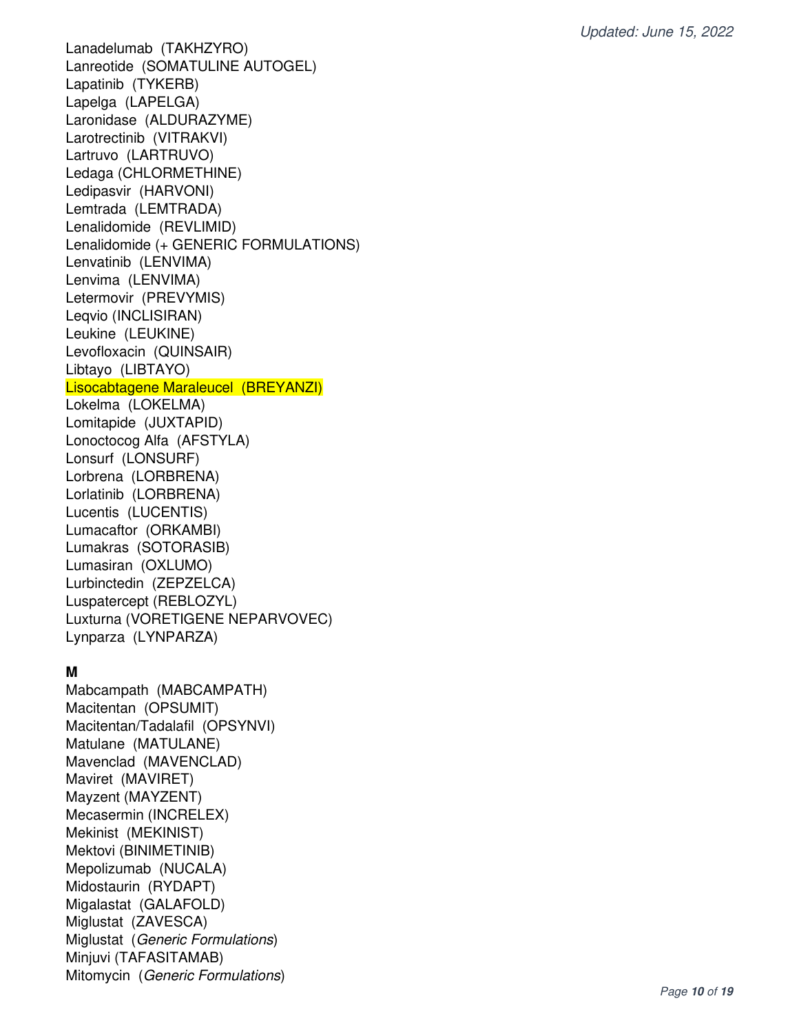Lanadelumab (TAKHZYRO)
Lanreotide (SOMATULINE AUTOGEL)
Lapatinib (TYKERB)
Lapelga (LAPELGA)
Laronidase (ALDURAZYME)
Larotrectinib (VITRAKVI)
Lartruvo (LARTRUVO)
Ledaga (CHLORMETHINE)
Ledipasvir (HARVONI)
Lemtrada (LEMTRADA)
Lenalidomide (REVLIMID)
Lenalidomide (+ GENERIC FORMULATIONS)
Lenvatinib (LENVIMA)
Lenvima (LENVIMA)
Letermovir (PREVYMIS)
Leqvio (INCLISIRAN)
Leukine (LEUKINE)
Levofloxacin (QUINSAIR)
Libtayo (LIBTAYO)
Lisocabtagene Maraleucel (BREYANZI)
Lokelma (LOKELMA)
Lomitapide (JUXTAPID)
Lonoctocog Alfa (AFSTYLA)
Lonsurf (LONSURF)
Lorbrena (LORBRENA)
Lorlatinib (LORBRENA)
Lucentis (LUCENTIS)
Lumacaftor (ORKAMBI)
Lumakras (SOTORASIB)
Lumasiran (OXLUMO)
Lurbinctedin (ZEPZELCA)
Luspatercept (REBLOZYL)
Luxturna (VORETIGENE NEPARVOVEC)
Lynparza (LYNPARZA)

**M**

Mabcampath (MABCAMPATH)
Macitentan (OPSUMIT)
Macitentan/Tadalafil (OPSYNVI)
Matulane (MATULANE)
Mavenclad (MAVENCLAD)
Maviret (MAVIRET)
Mayzent (MAYZENT)
Mecasermin (INCRELEX)
Mekinist (MEKINIST)
Mektovi (BINIMETINIB)
Mepolizumab (NUCALA)
Midostaurin (RYDAPT)
Migalastat (GALAFOLD)
Miglustat (ZAVESCA)
Miglustat (*Generic Formulations*)
Minjuvi (TAFASITAMAB)
Mitomycin (*Generic Formulations*)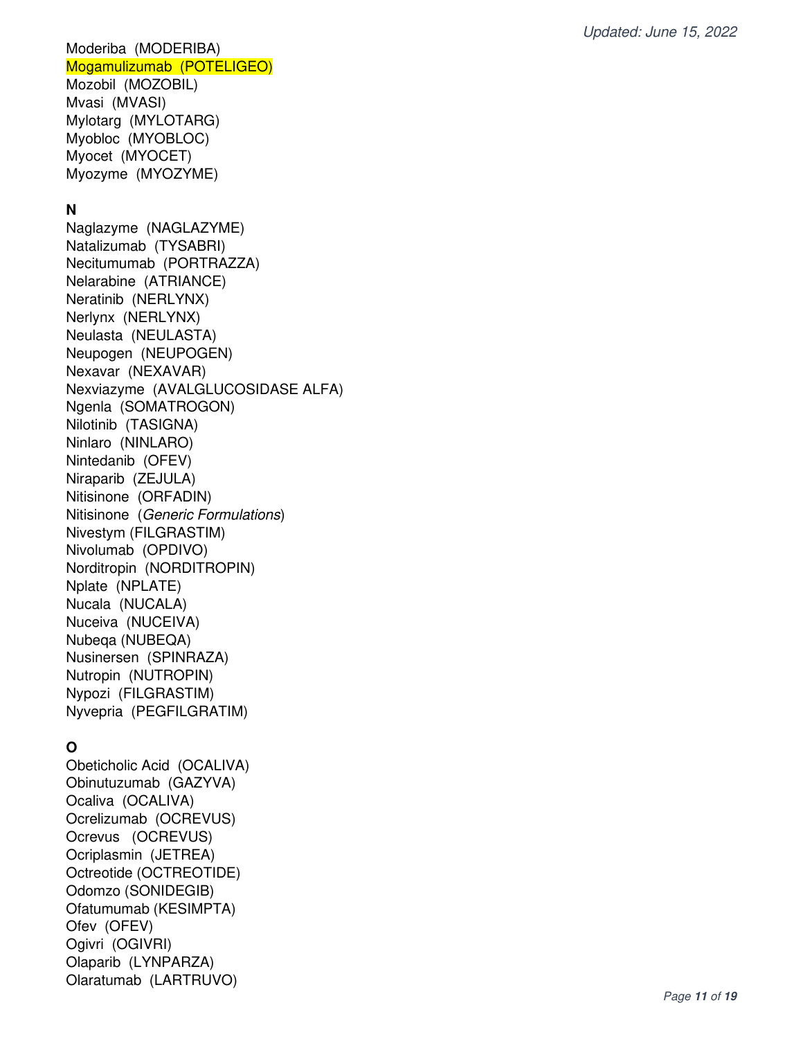Moderiba (MODERIBA)
Mogamulizumab (POTELIGEO)
Mozobil (MOZOBIL)
Mvasi (MVASI)
Mylotarg (MYLOTARG)
Myobloc (MYOBLOC)
Myocet (MYOCET)
Myozyme (MYOZYME)

**N**

Naglazyme (NAGLAZYME)
Natalizumab (TYSABRI)
Necitumumab (PORTRAZZA)
Nelarabine (ATRIANCE)
Neratinib (NERLYNX)
Nerlynx (NERLYNX)
Neulasta (NEULASTA)
Neupogen (NEUPOGEN)
Nexavar (NEXAVAR)
Nexviazyme (AVALGLUCOSIDASE ALFA)
Ngenla (SOMATROGON)
Nilotinib (TASIGNA)
Ninlaro (NINLARO)
Nintedanib (OFEV)
Niraparib (ZEJULA)
Nitisinone (ORFADIN)
Nitisinone (*Generic Formulations*)
Nivestym (FILGRASTIM)
Nivolumab (OPDIVO)
Norditropin (NORDITROPIN)
Nplate (NPLATE)
Nucala (NUCALA)
Nuceiva (NUCEIVA)
Nubeqa (NUBEQA)
Nusinersen (SPINRAZA)
Nutropin (NUTROPIN)
Nypozi (FILGRASTIM)
Nyvepria (PEGFILGRATIM)

**O**

Obeticholic Acid (OCALIVA)
Obinutuzumab (GAZYVA)
Ocaliva (OCALIVA)
Ocrelizumab (OCREVUS)
Ocrevus (OCREVUS)
Ocriplasmin (JETREA)
Octreotide (OCTREOTIDE)
Odomzo (SONIDEGIB)
Ofatumumab (KESIMPTA)
Ofev (OFEV)
Ogivri (OGIVRI)
Olaparib (LYNPARZA)
Olaratumab (LARTRUVO)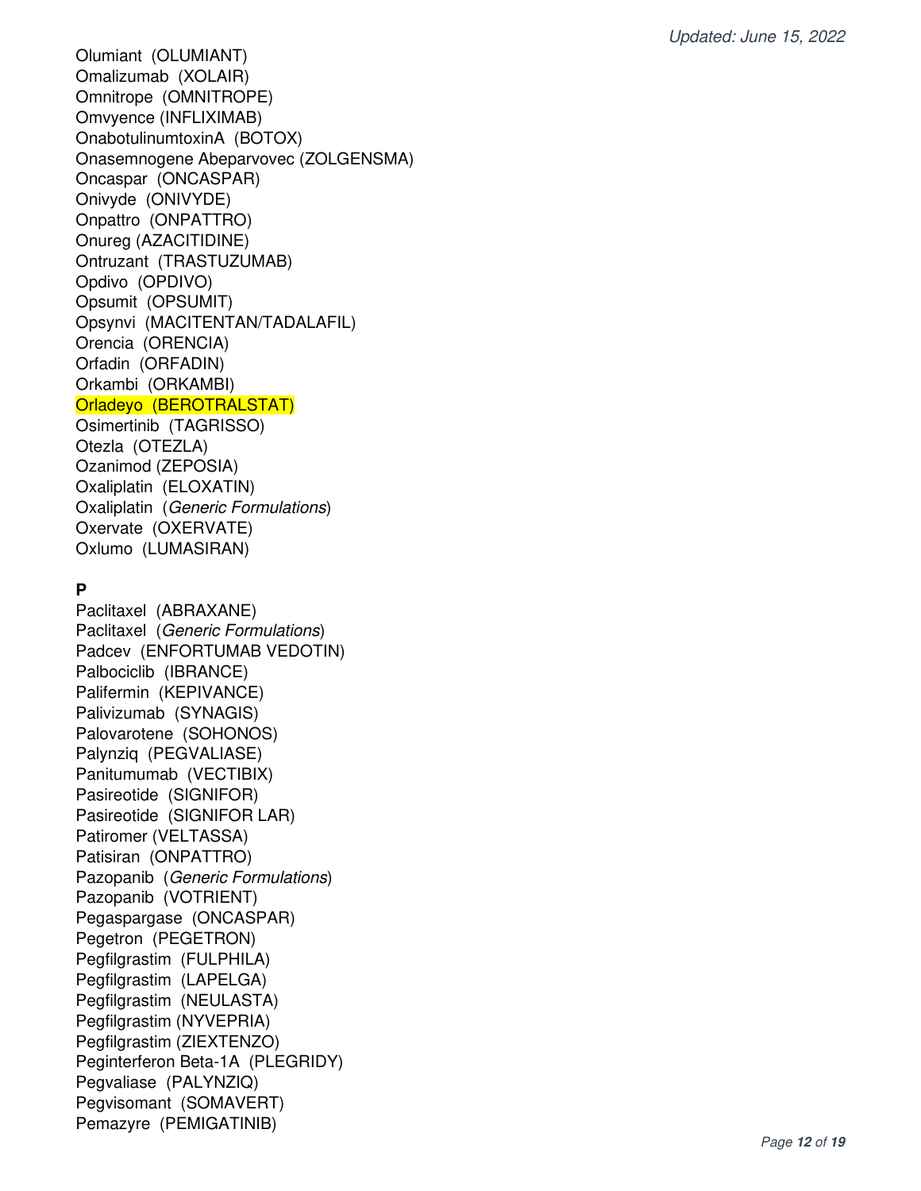Olumiant (OLUMIANT)
Omalizumab (XOLAIR)
Omnitrope (OMNITROPE)
Omvyence (INFLIXIMAB)
OnabotulinumtoxinA (BOTOX)
Onasemnogene Abeparvovec (ZOLGENSMA)
Oncaspar (ONCASPAR)
Onivyde (ONIVYDE)
Onpattro (ONPATTRO)
Onureg (AZACITIDINE)
Ontruzant (TRASTUZUMAB)
Opdivo (OPDIVO)
Opsumit (OPSUMIT)
Opsynvi (MACITENTAN/TADALAFIL)
Orencia (ORENCIA)
Orfadin (ORFADIN)
Orkambi (ORKAMBI)
Orladeyo (BEROTRALSTAT)
Osimertinib (TAGRISSO)
Otezla (OTEZLA)
Ozanimod (ZEPOSIA)
Oxaliplatin (ELOXATIN)
Oxaliplatin (*Generic Formulations*)
Oxervate (OXERVATE)
Oxlumo (LUMASIRAN)

**P**

Paclitaxel (ABRAXANE)
Paclitaxel (*Generic Formulations*)
Padcev (ENFORTUMAB VEDOTIN)
Palbociclib (IBRANCE)
Palifermin (KEPIVANCE)
Palivizumab (SYNAGIS)
Palovarotene (SOHONOS)
Palynziq (PEGVALIASE)
Panitumumab (VECTIBIX)
Pasireotide (SIGNIFOR)
Pasireotide (SIGNIFOR LAR)
Patiromer (VELTASSA)
Patisiran (ONPATTRO)
Pazopanib (*Generic Formulations*)
Pazopanib (VOTRIENT)
Pegaspargase (ONCASPAR)
Pegetron (PEGETRON)
Pegfilgrastim (FULPHILA)
Pegfilgrastim (LAPELGA)
Pegfilgrastim (NEULASTA)
Pegfilgrastim (NYVEPRIA)
Pegfilgrastim (ZIEXTENZO)
Peginterferon Beta-1A (PLEGRIDY)
Pegvaliase (PALYNZIQ)
Pegvisomant (SOMAVERT)
Pemazyre (PEMIGATINIB)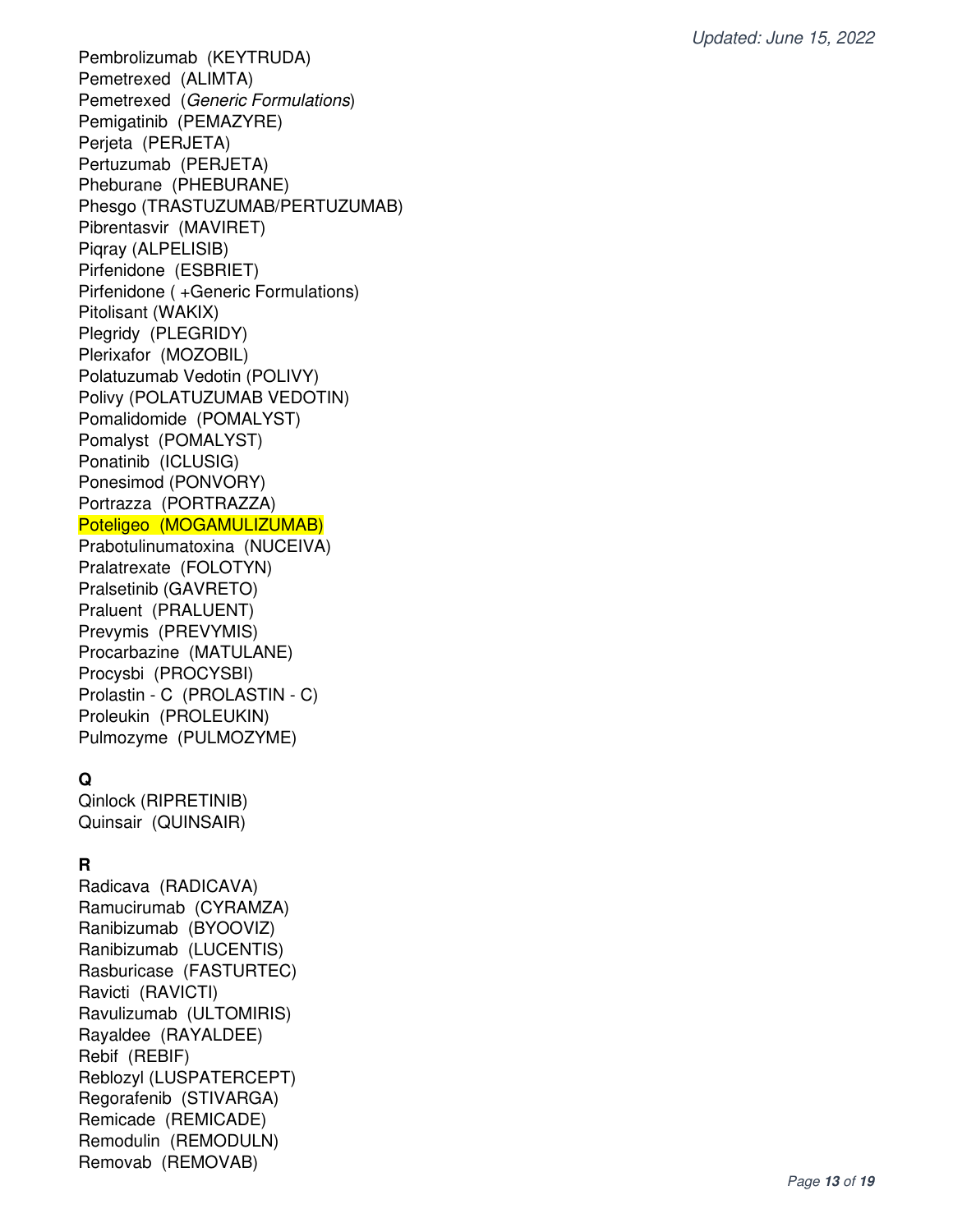Pembrolizumab (KEYTRUDA)
Pemetrexed (ALIMTA)
Pemetrexed (*Generic Formulations*)
Pemigatinib (PEMAZYRE)
Perjeta (PERJETA)
Pertuzumab (PERJETA)
Pheburane (PHEBURANE)
Phesgo (TRASTUZUMAB/PERTUZUMAB)
Pibrentasvir (MAVIRET)
Piqray (ALPELISIB)
Pirfenidone (ESBRIET)
Pirfenidone ( +Generic Formulations)
Pitolisant (WAKIX)
Plegridy (PLEGRIDY)
Plerixafor (MOZOBIL)
Polatuzumab Vedotin (POLIVY)
Polivy (POLATUZUMAB VEDOTIN)
Pomalidomide (POMALYST)
Pomalyst (POMALYST)
Ponatinib (ICLUSIG)
Ponesimod (PONVORY)
Portrazza (PORTRAZZA)
Poteligeo (MOGAMULIZUMAB)
Prabotulinumatoxina (NUCEIVA)
Pralatrexate (FOLOTYN)
Pralsetinib (GAVRETO)
Praluent (PRALUENT)
Prevymis (PREVYMIS)
Procarbazine (MATULANE)
Procysbi (PROCYSBI)
Prolastin - C (PROLASTIN - C)
Proleukin (PROLEUKIN)
Pulmozyme (PULMOZYME)

**Q**

Qinlock (RIPRETINIB)
Quinsair (QUINSAIR)

**R**

Radicava (RADICAVA)
Ramucirumab (CYRAMZA)
Ranibizumab (BYOOVIZ)
Ranibizumab (LUCENTIS)
Rasburicase (FASTURTEC)
Ravicti (RAVICTI)
Ravulizumab (ULTOMIRIS)
Rayaldee (RAYALDEE)
Rebif (REBIF)
Reblozyl (LUSPATERCEPT)
Regorafenib (STIVARGA)
Remicade (REMICADE)
Remodulin (REMODULN)
Removab (REMOVAB)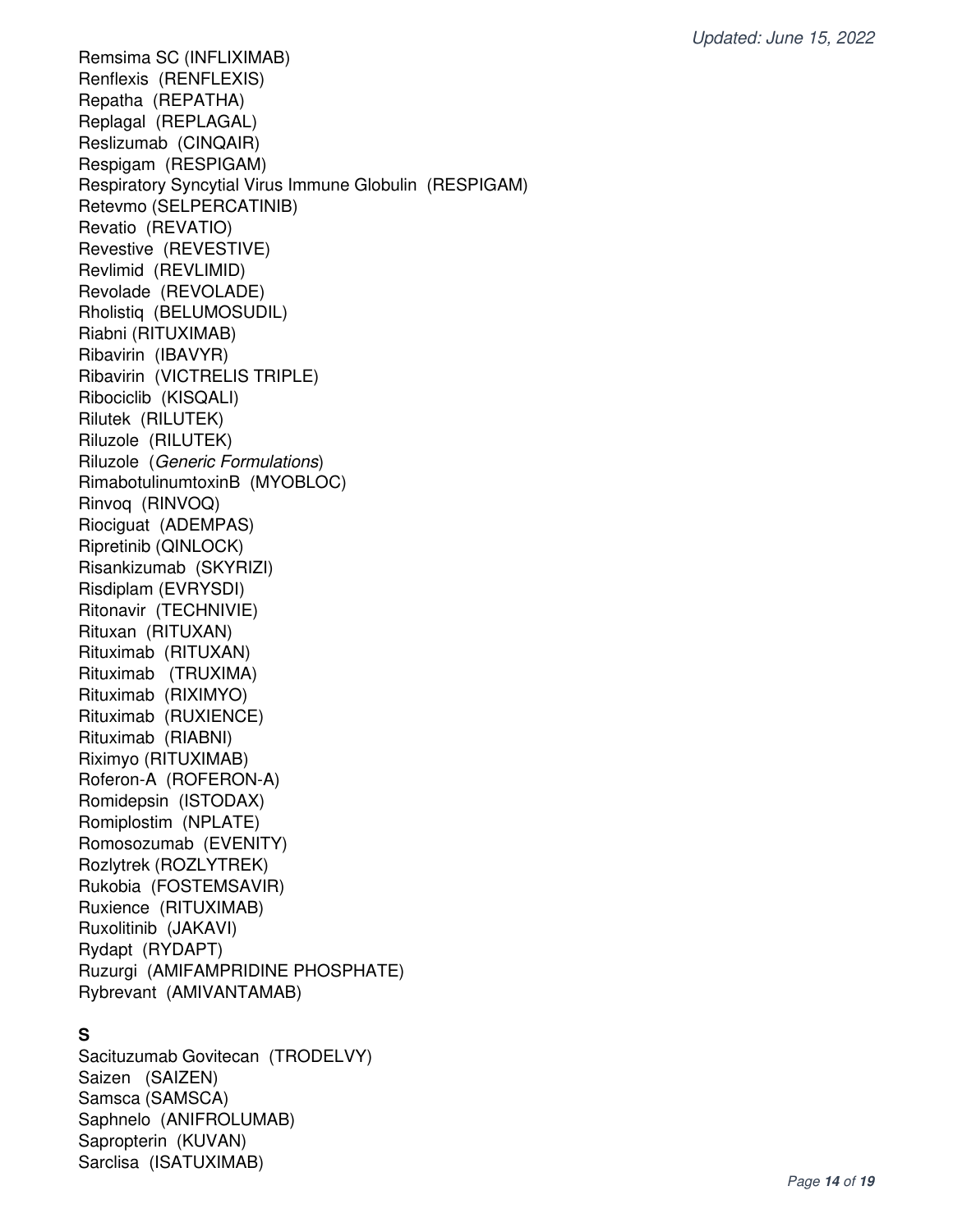Remsima SC (INFLIXIMAB)
Renflexis (RENFLEXIS)
Repatha (REPATHA)
Replagal (REPLAGAL)
Reslizumab (CINQAIR)
Respigam (RESPIGAM)
Respiratory Syncytial Virus Immune Globulin (RESPIGAM)
Retevmo (SELPERCATINIB)
Revatio (REVATIO)
Revestive (REVESTIVE)
Revlimid (REVLIMID)
Revolade (REVOLADE)
Rholistiq (BELUMOSUDIL)
Riabni (RITUXIMAB)
Ribavirin (IBAVYR)
Ribavirin (VICTRELIS TRIPLE)
Ribociclib (KISQALI)
Rilutek (RILUTEK)
Riluzole (RILUTEK)
Riluzole (*Generic Formulations*)
RimabotulinumtoxinB (MYOBLOC)
Rinvoq (RINVOQ)
Riociguat (ADEMPAS)
Ripretinib (QINLOCK)
Risankizumab (SKYRIZI)
Risdiplam (EVRYSDI)
Ritonavir (TECHNIVIE)
Rituxan (RITUXAN)
Rituximab (RITUXAN)
Rituximab (TRUXIMA)
Rituximab (RIXIMYO)
Rituximab (RUXIENCE)
Rituximab (RIABNI)
Riximyo (RITUXIMAB)
Roferon-A (ROFERON-A)
Romidepsin (ISTODAX)
Romiplostim (NPLATE)
Romosozumab (EVENITY)
Rozlytrek (ROZLYTREK)
Rukobia (FOSTEMSAVIR)
Ruxience (RITUXIMAB)
Ruxolitinib (JAKAVI)
Rydapt (RYDAPT)
Ruzurgi (AMIFAMPRIDINE PHOSPHATE)
Rybrevant (AMIVANTAMAB)

## S

Sacituzumab Govitecan (TRODELVY)
Saizen (SAIZEN)
Samsca (SAMSCA)
Saphnelo (ANIFROLUMAB)
Sapropterin (KUVAN)
Sarclisa (ISATUXIMAB)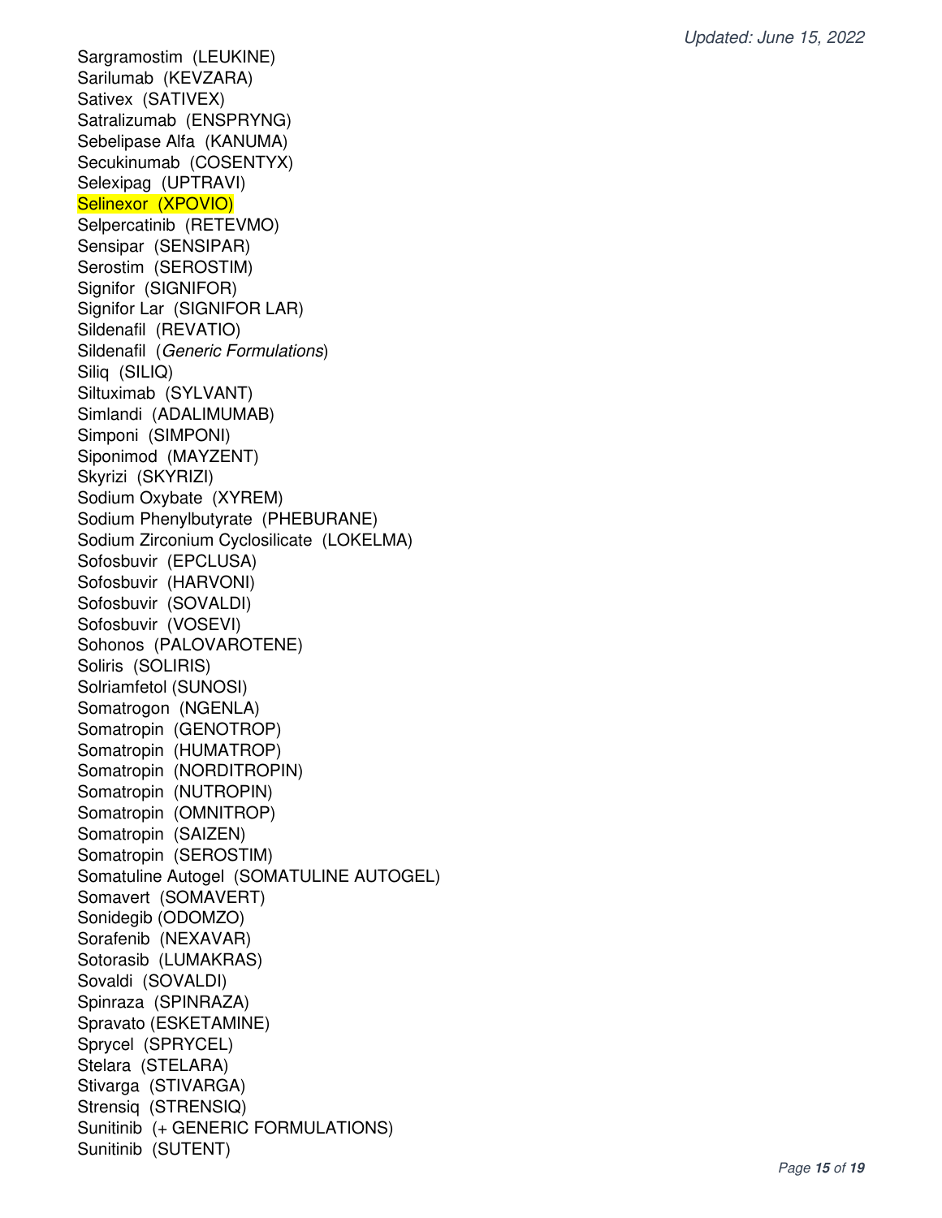Sargramostim  (LEUKINE)
Sarilumab  (KEVZARA)
Sativex  (SATIVEX)
Satralizumab  (ENSPRYNG)
Sebelipase Alfa  (KANUMA)
Secukinumab  (COSENTYX)
Selexipag  (UPTRAVI)
Selinexor  (XPOVIO)
Selpercatinib  (RETEVMO)
Sensipar  (SENSIPAR)
Serostim  (SEROSTIM)
Signifor  (SIGNIFOR)
Signifor Lar  (SIGNIFOR LAR)
Sildenafil  (REVATIO)
Sildenafil  (*Generic Formulations*)
Siliq  (SILIQ)
Siltuximab  (SYLVANT)
Simlandi  (ADALIMUMAB)
Simponi  (SIMPONI)
Siponimod  (MAYZENT)
Skyrizi  (SKYRIZI)
Sodium Oxybate  (XYREM)
Sodium Phenylbutyrate  (PHEBURANE)
Sodium Zirconium Cyclosilicate  (LOKELMA)
Sofosbuvir  (EPCLUSA)
Sofosbuvir  (HARVONI)
Sofosbuvir  (SOVALDI)
Sofosbuvir  (VOSEVI)
Sohonos  (PALOVAROTENE)
Soliris  (SOLIRIS)
Solriamfetol (SUNOSI)
Somatrogon  (NGENLA)
Somatropin  (GENOTROP)
Somatropin  (HUMATROP)
Somatropin  (NORDITROPIN)
Somatropin  (NUTROPIN)
Somatropin  (OMNITROP)
Somatropin  (SAIZEN)
Somatropin  (SEROSTIM)
Somatuline Autogel  (SOMATULINE AUTOGEL)
Somavert  (SOMAVERT)
Sonidegib (ODOMZO)
Sorafenib  (NEXAVAR)
Sotorasib  (LUMAKRAS)
Sovaldi  (SOVALDI)
Spinraza  (SPINRAZA)
Spravato (ESKETAMINE)
Sprycel  (SPRYCEL)
Stelara  (STELARA)
Stivarga  (STIVARGA)
Strensiq  (STRENSIQ)
Sunitinib  (+ GENERIC FORMULATIONS)
Sunitinib  (SUTENT)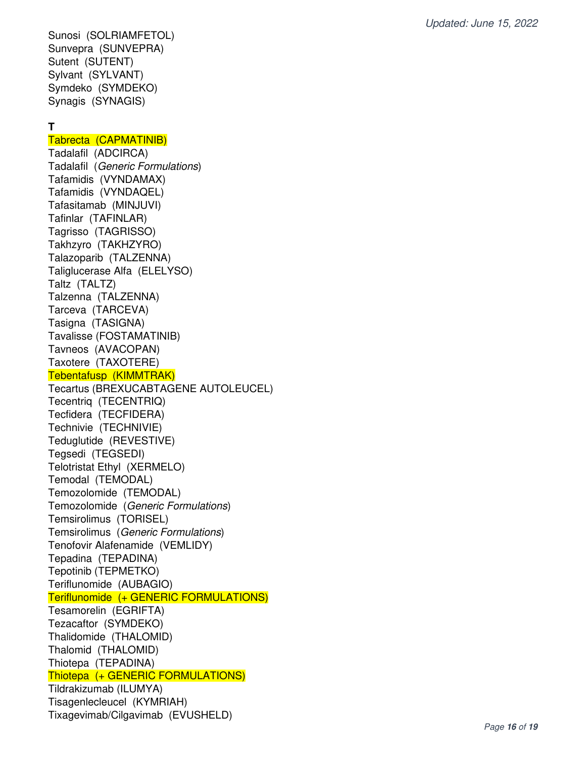Sunosi (SOLRIAMFETOL)
Sunvepra (SUNVEPRA)
Sutent (SUTENT)
Sylvant (SYLVANT)
Symdeko (SYMDEKO)
Synagis (SYNAGIS)

**T**

Tabrecta (CAPMATINIB)
Tadalafil (ADCIRCA)
Tadalafil (*Generic Formulations*)
Tafamidis (VYNDAMAX)
Tafamidis (VYNDAQEL)
Tafasitamab (MINJUVI)
Tafinlar (TAFINLAR)
Tagrisso (TAGRISSO)
Takhzyro (TAKHZYRO)
Talazoparib (TALZENNA)
Taliglucerase Alfa (ELELYSO)
Taltz (TALTZ)
Talzenna (TALZENNA)
Tarceva (TARCEVA)
Tasigna (TASIGNA)
Tavalisse (FOSTAMATINIB)
Tavneos (AVACOPAN)
Taxotere (TAXOTERE)
Tebentafusp (KIMMTRAK)
Tecartus (BREXUCABTAGENE AUTOLEUCEL)
Tecentriq (TECENTRIQ)
Tecfidera (TECFIDERA)
Technivie (TECHNIVIE)
Teduglutide (REVESTIVE)
Tegsedi (TEGSEDI)
Telotristat Ethyl (XERMELO)
Temodal (TEMODAL)
Temozolomide (TEMODAL)
Temozolomide (*Generic Formulations*)
Temsirolimus (TORISEL)
Temsirolimus (*Generic Formulations*)
Tenofovir Alafenamide (VEMLIDY)
Tepadina (TEPADINA)
Tepotinib (TEPMETKO)
Teriflunomide (AUBAGIO)
Teriflunomide (+ GENERIC FORMULATIONS)
Tesamorelin (EGRIFTA)
Tezacaftor (SYMDEKO)
Thalidomide (THALOMID)
Thalomid (THALOMID)
Thiotepa (TEPADINA)
Thiotepa (+ GENERIC FORMULATIONS)
Tildrakizumab (ILUMYA)
Tisagenlecleucel (KYMRIAH)
Tixagevimab/Cilgavimab (EVUSHELD)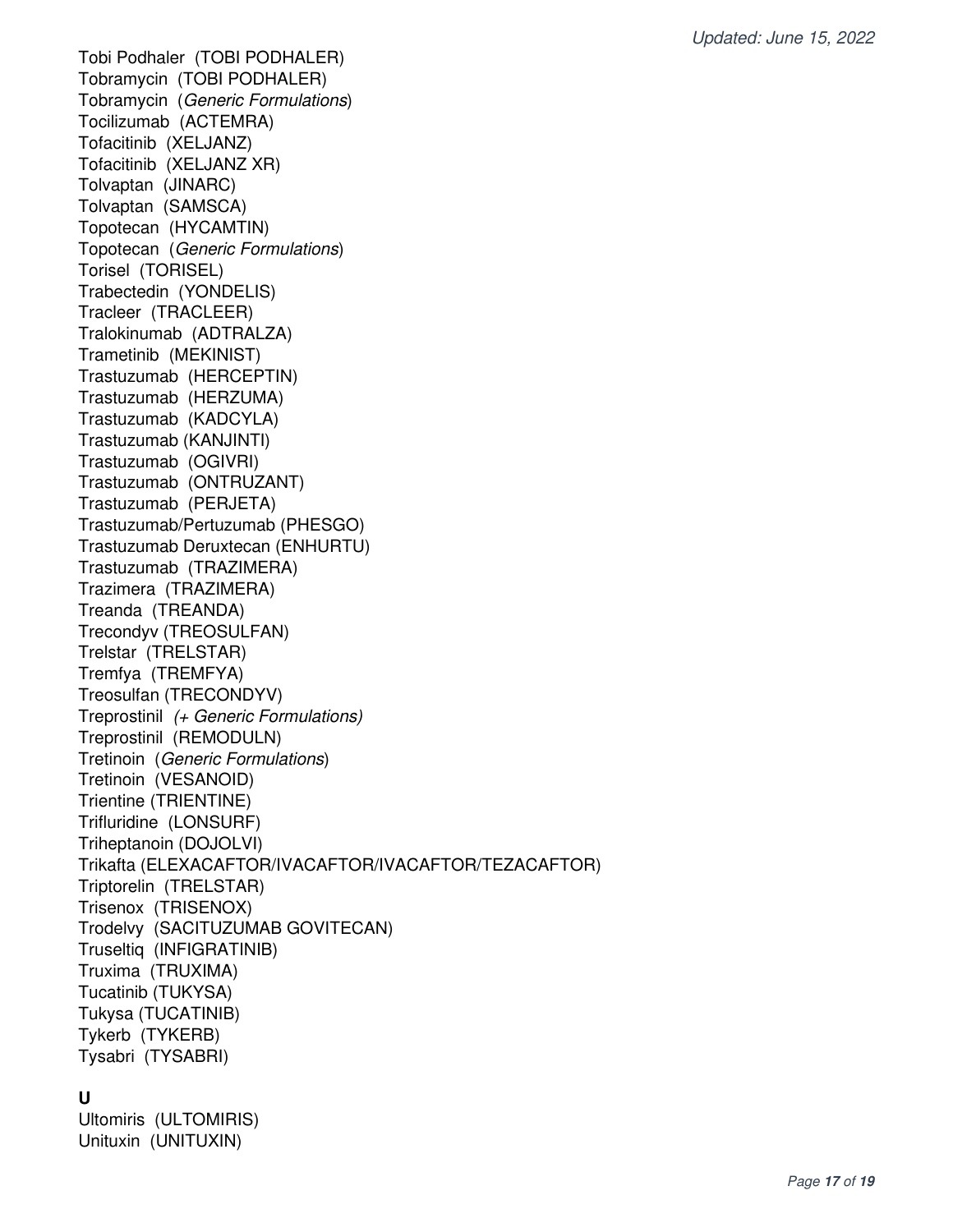Tobi Podhaler (TOBI PODHALER)
Tobramycin (TOBI PODHALER)
Tobramycin (*Generic Formulations*)
Tocilizumab (ACTEMRA)
Tofacitinib (XELJANZ)
Tofacitinib (XELJANZ XR)
Tolvaptan (JINARC)
Tolvaptan (SAMSCA)
Topotecan (HYCAMTIN)
Topotecan (*Generic Formulations*)
Torisel (TORISEL)
Trabectedin (YONDELIS)
Tracleer (TRACLEER)
Tralokinumab (ADTRALZA)
Trametinib (MEKINIST)
Trastuzumab (HERCEPTIN)
Trastuzumab (HERZUMA)
Trastuzumab (KADCYLA)
Trastuzumab (KANJINTI)
Trastuzumab (OGIVRI)
Trastuzumab (ONTRUZANT)
Trastuzumab (PERJETA)
Trastuzumab/Pertuzumab (PHESGO)
Trastuzumab Deruxtecan (ENHURTU)
Trastuzumab (TRAZIMERA)
Trazimera (TRAZIMERA)
Treanda (TREANDA)
Trecondyv (TREOSULFAN)
Trelstar (TRELSTAR)
Tremfya (TREMFYA)
Treosulfan (TRECONDYV)
Treprostinil *(+ Generic Formulations)*
Treprostinil (REMODULN)
Tretinoin (*Generic Formulations*)
Tretinoin (VESANOID)
Trientine (TRIENTINE)
Trifluridine (LONSURF)
Triheptanoin (DOJOLVI)
Trikafta (ELEXACAFTOR/IVACAFTOR/IVACAFTOR/TEZACAFTOR)
Triptorelin (TRELSTAR)
Trisenox (TRISENOX)
Trodelvy (SACITUZUMAB GOVITECAN)
Truseltiq (INFIGRATINIB)
Truxima (TRUXIMA)
Tucatinib (TUKYSA)
Tukysa (TUCATINIB)
Tykerb (TYKERB)
Tysabri (TYSABRI)

**U**

Ultomiris (ULTOMIRIS)
Unituxin (UNITUXIN)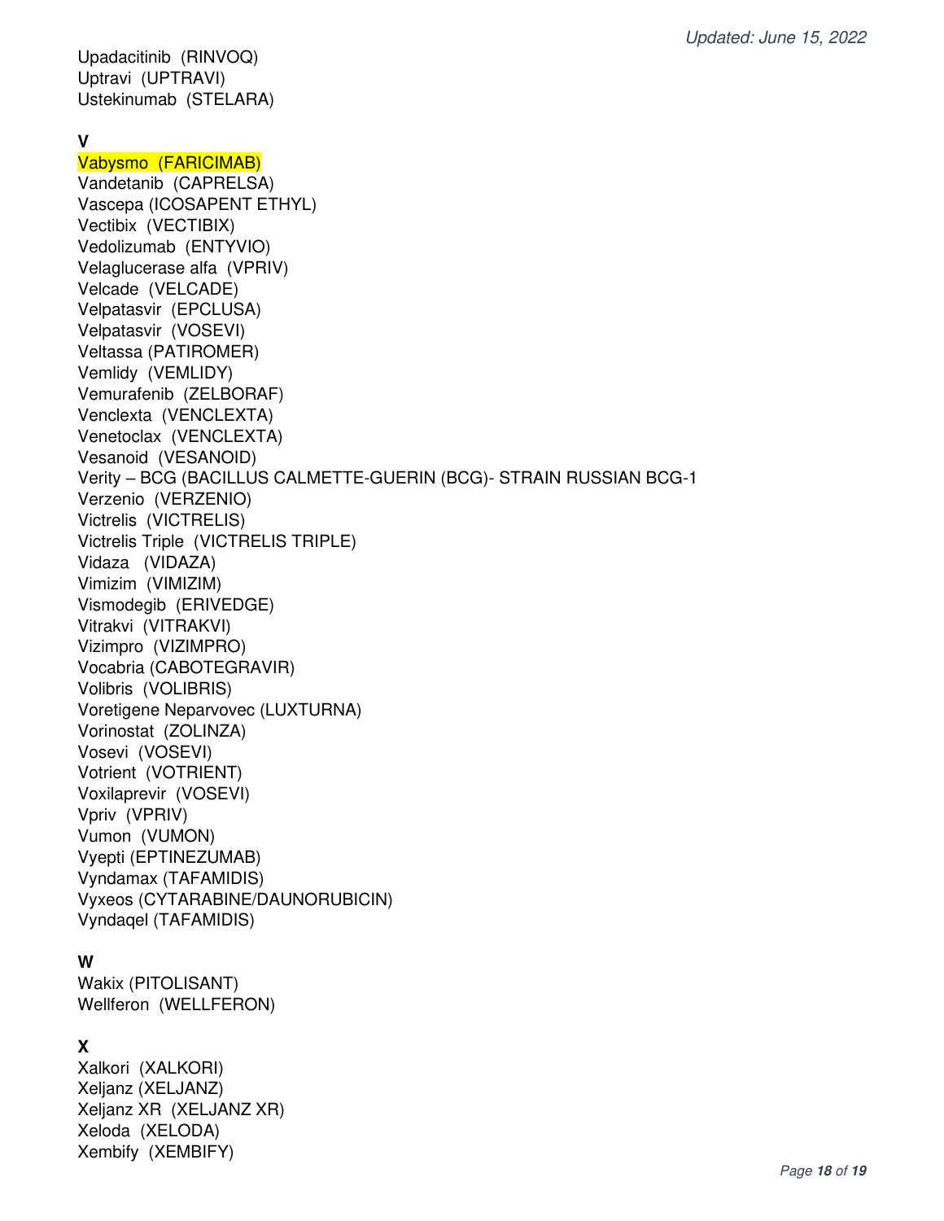Upadacitinib (RINVOQ)
Uptravi (UPTRAVI)
Ustekinumab (STELARA)

**V**

Vabysmo (FARICIMAB)
Vandetanib (CAPRELSA)
Vascepa (ICOSAPENT ETHYL)
Vectibix (VECTIBIX)
Vedolizumab (ENTYVIO)
Velaglucerase alfa (VPRIV)
Velcade (VELCADE)
Velpatasvir (EPCLUSA)
Velpatasvir (VOSEVI)
Veltassa (PATIROMER)
Vemlidy (VEMLIDY)
Vemurafenib (ZELBORAF)
Venclexta (VENCLEXTA)
Venetoclax (VENCLEXTA)
Vesanoid (VESANOID)
Verity – BCG (BACILLUS CALMETTE-GUERIN (BCG)- STRAIN RUSSIAN BCG-1
Verzenio (VERZENIO)
Victrelis (VICTRELIS)
Victrelis Triple (VICTRELIS TRIPLE)
Vidaza (VIDAZA)
Vimizim (VIMIZIM)
Vismodegib (ERIVEDGE)
Vitrakvi (VITRAKVI)
Vizimpro (VIZIMPRO)
Vocabria (CABOTEGRAVIR)
Volibris (VOLIBRIS)
Voretigene Neparvovec (LUXTURNA)
Vorinostat (ZOLINZA)
Vosevi (VOSEVI)
Votrient (VOTRIENT)
Voxilaprevir (VOSEVI)
Vpriv (VPRIV)
Vumon (VUMON)
Vyepti (EPTINEZUMAB)
Vyndamax (TAFAMIDIS)
Vyxeos (CYTARABINE/DAUNORUBICIN)
Vyndaqel (TAFAMIDIS)

**W**

Wakix (PITOLISANT)
Wellferon (WELLFERON)

**X**

Xalkori (XALKORI)
Xeljanz (XELJANZ)
Xeljanz XR (XELJANZ XR)
Xeloda (XELODA)
Xembify (XEMBIFY)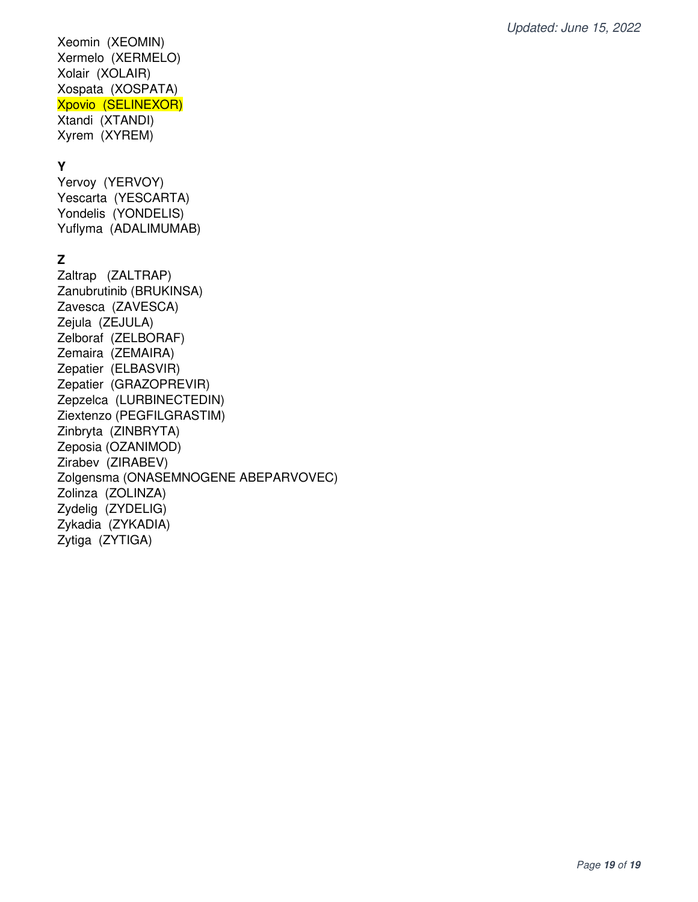Xeomin (XEOMIN)
Xermelo (XERMELO)
Xolair (XOLAIR)
Xospata (XOSPATA)
Xpovio (SELINEXOR)
Xtandi (XTANDI)
Xyrem (XYREM)

**Y**

Yervoy (YERVOY)
Yescarta (YESCARTA)
Yondelis (YONDELIS)
Yuflyma (ADALIMUMAB)

**Z**

Zaltrap (ZALTRAP)
Zanubrutinib (BRUKINSA)
Zavesca (ZAVESCA)
Zejula (ZEJULA)
Zelboraf (ZELBORAF)
Zemaira (ZEMAIRA)
Zepatier (ELBASVIR)
Zepatier (GRAZOPREVIR)
Zepzelca (LURBINECTEDIN)
Ziextenzo (PEGFILGRASTIM)
Zinbryta (ZINBRYTA)
Zeposia (OZANIMOD)
Zirabev (ZIRABEV)
Zolgensma (ONASEMNOGENE ABEPARVOVEC)
Zolinza (ZOLINZA)
Zydelig (ZYDELIG)
Zykadia (ZYKADIA)
Zytiga (ZYTIGA)